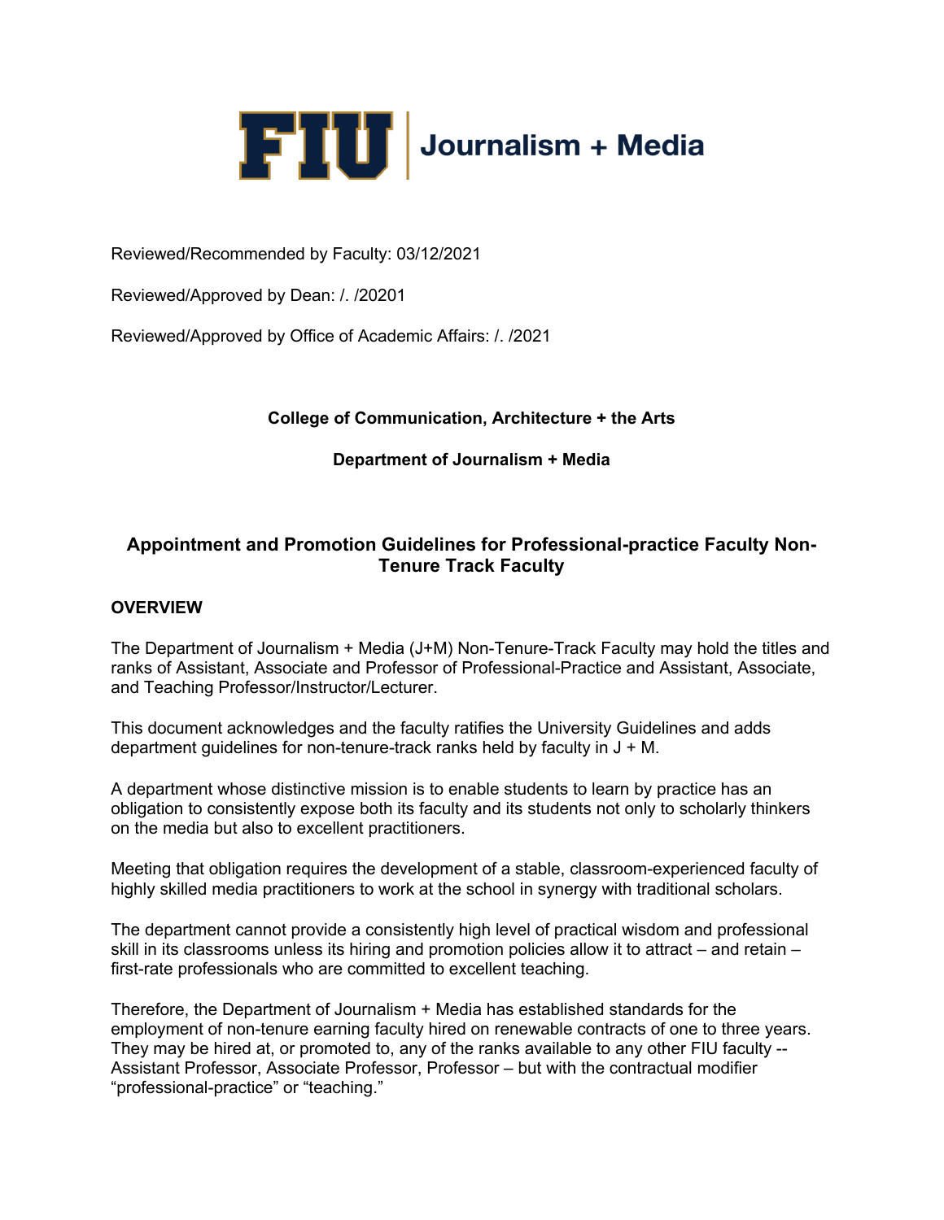FIU | Journalism + Media

Reviewed/Recommended by Faculty: 03/12/2021

Reviewed/Approved by Dean: /. /20201

Reviewed/Approved by Office of Academic Affairs: /. /2021

**College of Communication, Architecture + the Arts**

**Department of Journalism + Media**

# Appointment and Promotion Guidelines for Professional-practice Faculty Non-Tenure Track Faculty

## OVERVIEW

The Department of Journalism + Media (J+M) Non-Tenure-Track Faculty may hold the titles and ranks of Assistant, Associate and Professor of Professional-Practice and Assistant, Associate, and Teaching Professor/Instructor/Lecturer.

This document acknowledges and the faculty ratifies the University Guidelines and adds department guidelines for non-tenure-track ranks held by faculty in J + M.

A department whose distinctive mission is to enable students to learn by practice has an obligation to consistently expose both its faculty and its students not only to scholarly thinkers on the media but also to excellent practitioners.

Meeting that obligation requires the development of a stable, classroom-experienced faculty of highly skilled media practitioners to work at the school in synergy with traditional scholars.

The department cannot provide a consistently high level of practical wisdom and professional skill in its classrooms unless its hiring and promotion policies allow it to attract – and retain – first-rate professionals who are committed to excellent teaching.

Therefore, the Department of Journalism + Media has established standards for the employment of non-tenure earning faculty hired on renewable contracts of one to three years. They may be hired at, or promoted to, any of the ranks available to any other FIU faculty -- Assistant Professor, Associate Professor, Professor – but with the contractual modifier "professional-practice" or "teaching."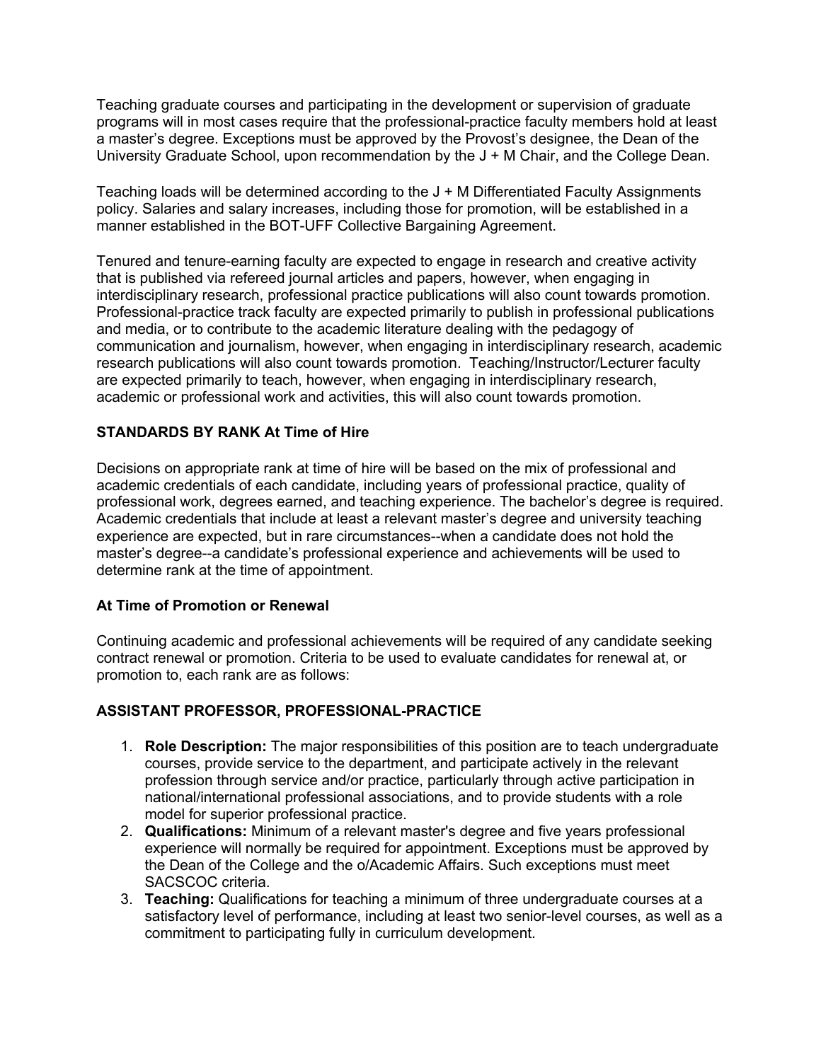Teaching graduate courses and participating in the development or supervision of graduate programs will in most cases require that the professional-practice faculty members hold at least a master's degree. Exceptions must be approved by the Provost's designee, the Dean of the University Graduate School, upon recommendation by the J + M Chair, and the College Dean.

Teaching loads will be determined according to the J + M Differentiated Faculty Assignments policy. Salaries and salary increases, including those for promotion, will be established in a manner established in the BOT-UFF Collective Bargaining Agreement.

Tenured and tenure-earning faculty are expected to engage in research and creative activity that is published via refereed journal articles and papers, however, when engaging in interdisciplinary research, professional practice publications will also count towards promotion. Professional-practice track faculty are expected primarily to publish in professional publications and media, or to contribute to the academic literature dealing with the pedagogy of communication and journalism, however, when engaging in interdisciplinary research, academic research publications will also count towards promotion. Teaching/Instructor/Lecturer faculty are expected primarily to teach, however, when engaging in interdisciplinary research, academic or professional work and activities, this will also count towards promotion.

**STANDARDS BY RANK At Time of Hire**

Decisions on appropriate rank at time of hire will be based on the mix of professional and academic credentials of each candidate, including years of professional practice, quality of professional work, degrees earned, and teaching experience. The bachelor's degree is required. Academic credentials that include at least a relevant master's degree and university teaching experience are expected, but in rare circumstances--when a candidate does not hold the master's degree--a candidate's professional experience and achievements will be used to determine rank at the time of appointment.

**At Time of Promotion or Renewal**

Continuing academic and professional achievements will be required of any candidate seeking contract renewal or promotion. Criteria to be used to evaluate candidates for renewal at, or promotion to, each rank are as follows:

**ASSISTANT PROFESSOR, PROFESSIONAL-PRACTICE**

1. **Role Description:** The major responsibilities of this position are to teach undergraduate courses, provide service to the department, and participate actively in the relevant profession through service and/or practice, particularly through active participation in national/international professional associations, and to provide students with a role model for superior professional practice.
2. **Qualifications:** Minimum of a relevant master's degree and five years professional experience will normally be required for appointment. Exceptions must be approved by the Dean of the College and the o/Academic Affairs. Such exceptions must meet SACSCOC criteria.
3. **Teaching:** Qualifications for teaching a minimum of three undergraduate courses at a satisfactory level of performance, including at least two senior-level courses, as well as a commitment to participating fully in curriculum development.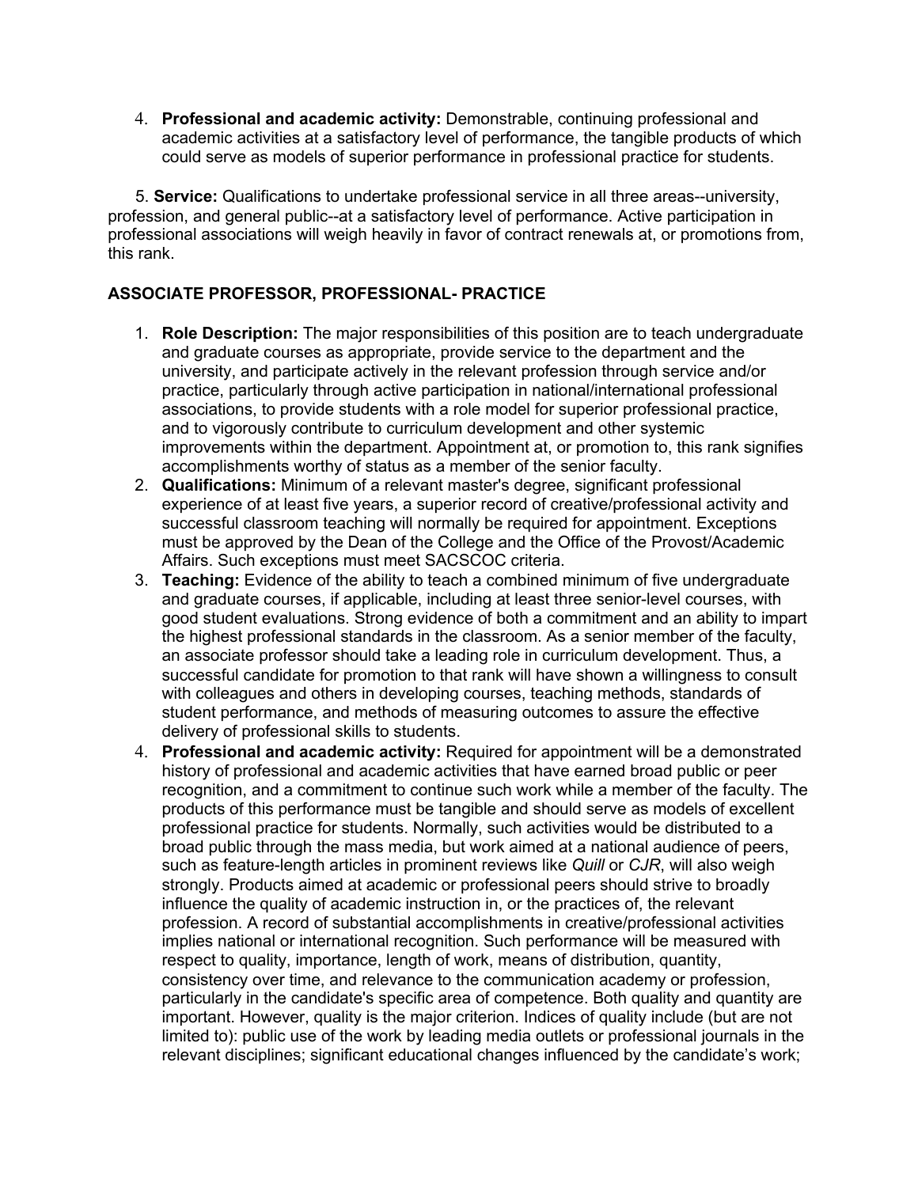4. **Professional and academic activity:** Demonstrable, continuing professional and academic activities at a satisfactory level of performance, the tangible products of which could serve as models of superior performance in professional practice for students.

5. **Service:** Qualifications to undertake professional service in all three areas--university, profession, and general public--at a satisfactory level of performance. Active participation in professional associations will weigh heavily in favor of contract renewals at, or promotions from, this rank.

### ASSOCIATE PROFESSOR, PROFESSIONAL- PRACTICE

1. **Role Description:** The major responsibilities of this position are to teach undergraduate and graduate courses as appropriate, provide service to the department and the university, and participate actively in the relevant profession through service and/or practice, particularly through active participation in national/international professional associations, to provide students with a role model for superior professional practice, and to vigorously contribute to curriculum development and other systemic improvements within the department. Appointment at, or promotion to, this rank signifies accomplishments worthy of status as a member of the senior faculty.
2. **Qualifications:** Minimum of a relevant master's degree, significant professional experience of at least five years, a superior record of creative/professional activity and successful classroom teaching will normally be required for appointment. Exceptions must be approved by the Dean of the College and the Office of the Provost/Academic Affairs. Such exceptions must meet SACSCOC criteria.
3. **Teaching:** Evidence of the ability to teach a combined minimum of five undergraduate and graduate courses, if applicable, including at least three senior-level courses, with good student evaluations. Strong evidence of both a commitment and an ability to impart the highest professional standards in the classroom. As a senior member of the faculty, an associate professor should take a leading role in curriculum development. Thus, a successful candidate for promotion to that rank will have shown a willingness to consult with colleagues and others in developing courses, teaching methods, standards of student performance, and methods of measuring outcomes to assure the effective delivery of professional skills to students.
4. **Professional and academic activity:** Required for appointment will be a demonstrated history of professional and academic activities that have earned broad public or peer recognition, and a commitment to continue such work while a member of the faculty. The products of this performance must be tangible and should serve as models of excellent professional practice for students. Normally, such activities would be distributed to a broad public through the mass media, but work aimed at a national audience of peers, such as feature-length articles in prominent reviews like *Quill* or *CJR*, will also weigh strongly. Products aimed at academic or professional peers should strive to broadly influence the quality of academic instruction in, or the practices of, the relevant profession. A record of substantial accomplishments in creative/professional activities implies national or international recognition. Such performance will be measured with respect to quality, importance, length of work, means of distribution, quantity, consistency over time, and relevance to the communication academy or profession, particularly in the candidate's specific area of competence. Both quality and quantity are important. However, quality is the major criterion. Indices of quality include (but are not limited to): public use of the work by leading media outlets or professional journals in the relevant disciplines; significant educational changes influenced by the candidate's work;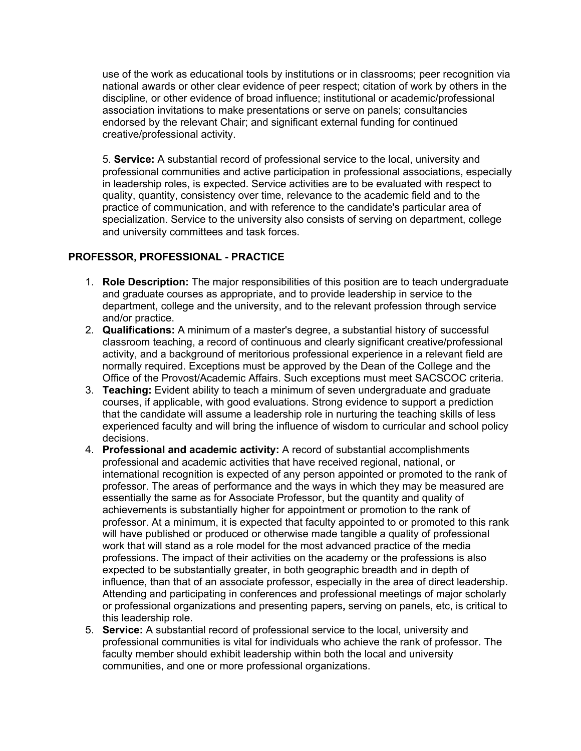use of the work as educational tools by institutions or in classrooms; peer recognition via national awards or other clear evidence of peer respect; citation of work by others in the discipline, or other evidence of broad influence; institutional or academic/professional association invitations to make presentations or serve on panels; consultancies endorsed by the relevant Chair; and significant external funding for continued creative/professional activity.

5. **Service:** A substantial record of professional service to the local, university and professional communities and active participation in professional associations, especially in leadership roles, is expected. Service activities are to be evaluated with respect to quality, quantity, consistency over time, relevance to the academic field and to the practice of communication, and with reference to the candidate's particular area of specialization. Service to the university also consists of serving on department, college and university committees and task forces.

## PROFESSOR, PROFESSIONAL - PRACTICE

1. **Role Description:** The major responsibilities of this position are to teach undergraduate and graduate courses as appropriate, and to provide leadership in service to the department, college and the university, and to the relevant profession through service and/or practice.
2. **Qualifications:** A minimum of a master's degree, a substantial history of successful classroom teaching, a record of continuous and clearly significant creative/professional activity, and a background of meritorious professional experience in a relevant field are normally required. Exceptions must be approved by the Dean of the College and the Office of the Provost/Academic Affairs. Such exceptions must meet SACSCOC criteria.
3. **Teaching:** Evident ability to teach a minimum of seven undergraduate and graduate courses, if applicable, with good evaluations. Strong evidence to support a prediction that the candidate will assume a leadership role in nurturing the teaching skills of less experienced faculty and will bring the influence of wisdom to curricular and school policy decisions.
4. **Professional and academic activity:** A record of substantial accomplishments professional and academic activities that have received regional, national, or international recognition is expected of any person appointed or promoted to the rank of professor. The areas of performance and the ways in which they may be measured are essentially the same as for Associate Professor, but the quantity and quality of achievements is substantially higher for appointment or promotion to the rank of professor. At a minimum, it is expected that faculty appointed to or promoted to this rank will have published or produced or otherwise made tangible a quality of professional work that will stand as a role model for the most advanced practice of the media professions. The impact of their activities on the academy or the professions is also expected to be substantially greater, in both geographic breadth and in depth of influence, than that of an associate professor, especially in the area of direct leadership. Attending and participating in conferences and professional meetings of major scholarly or professional organizations and presenting papers**,** serving on panels, etc, is critical to this leadership role.
5. **Service:** A substantial record of professional service to the local, university and professional communities is vital for individuals who achieve the rank of professor. The faculty member should exhibit leadership within both the local and university communities, and one or more professional organizations.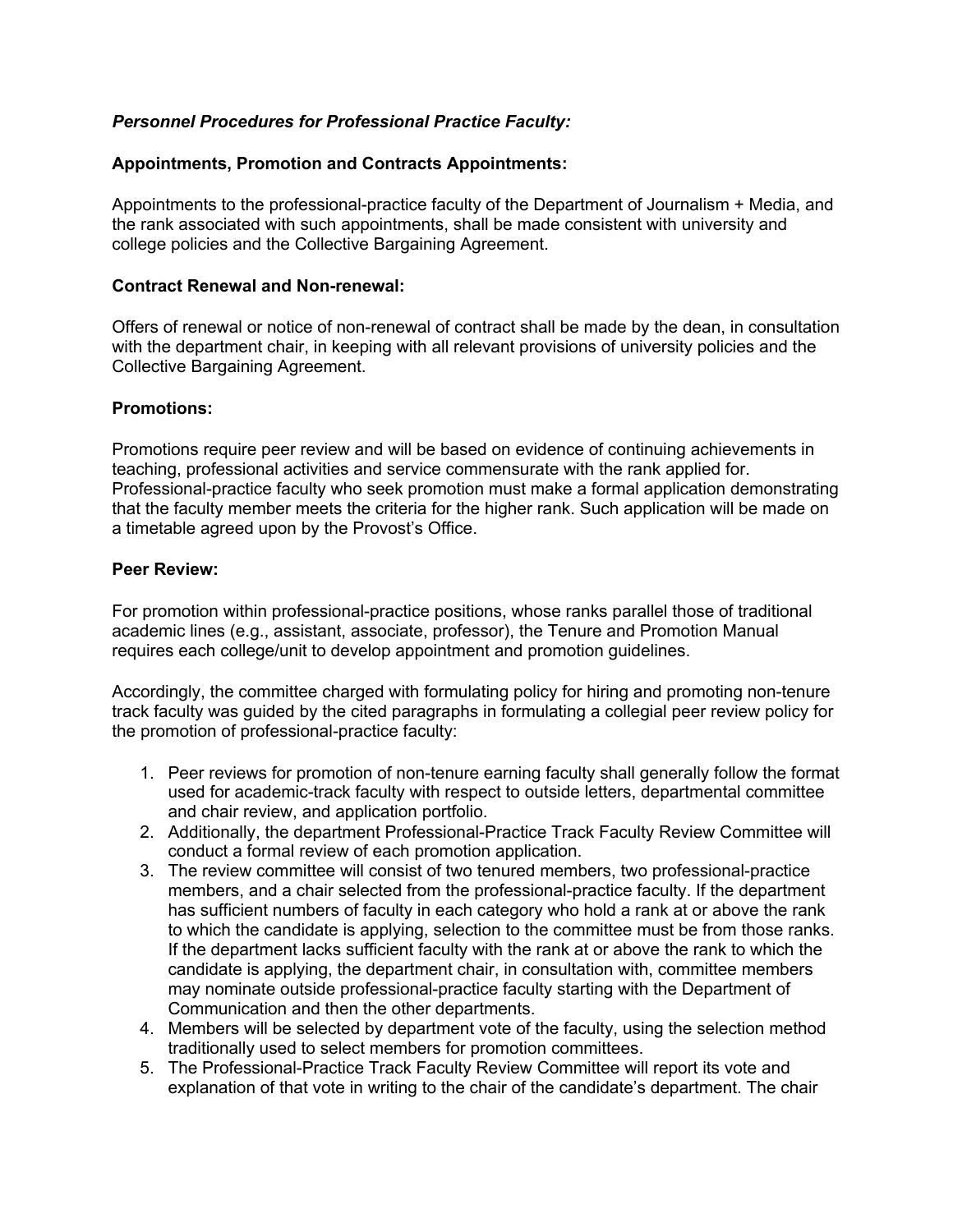***Personnel Procedures for Professional Practice Faculty:***

**Appointments, Promotion and Contracts Appointments:**

Appointments to the professional-practice faculty of the Department of Journalism + Media, and the rank associated with such appointments, shall be made consistent with university and college policies and the Collective Bargaining Agreement.

**Contract Renewal and Non-renewal:**

Offers of renewal or notice of non-renewal of contract shall be made by the dean, in consultation with the department chair, in keeping with all relevant provisions of university policies and the Collective Bargaining Agreement.

**Promotions:**

Promotions require peer review and will be based on evidence of continuing achievements in teaching, professional activities and service commensurate with the rank applied for. Professional-practice faculty who seek promotion must make a formal application demonstrating that the faculty member meets the criteria for the higher rank. Such application will be made on a timetable agreed upon by the Provost's Office.

**Peer Review:**

For promotion within professional-practice positions, whose ranks parallel those of traditional academic lines (e.g., assistant, associate, professor), the Tenure and Promotion Manual requires each college/unit to develop appointment and promotion guidelines.

Accordingly, the committee charged with formulating policy for hiring and promoting non-tenure track faculty was guided by the cited paragraphs in formulating a collegial peer review policy for the promotion of professional-practice faculty:

1. Peer reviews for promotion of non-tenure earning faculty shall generally follow the format used for academic-track faculty with respect to outside letters, departmental committee and chair review, and application portfolio.
2. Additionally, the department Professional-Practice Track Faculty Review Committee will conduct a formal review of each promotion application.
3. The review committee will consist of two tenured members, two professional-practice members, and a chair selected from the professional-practice faculty. If the department has sufficient numbers of faculty in each category who hold a rank at or above the rank to which the candidate is applying, selection to the committee must be from those ranks. If the department lacks sufficient faculty with the rank at or above the rank to which the candidate is applying, the department chair, in consultation with, committee members may nominate outside professional-practice faculty starting with the Department of Communication and then the other departments.
4. Members will be selected by department vote of the faculty, using the selection method traditionally used to select members for promotion committees.
5. The Professional-Practice Track Faculty Review Committee will report its vote and explanation of that vote in writing to the chair of the candidate's department. The chair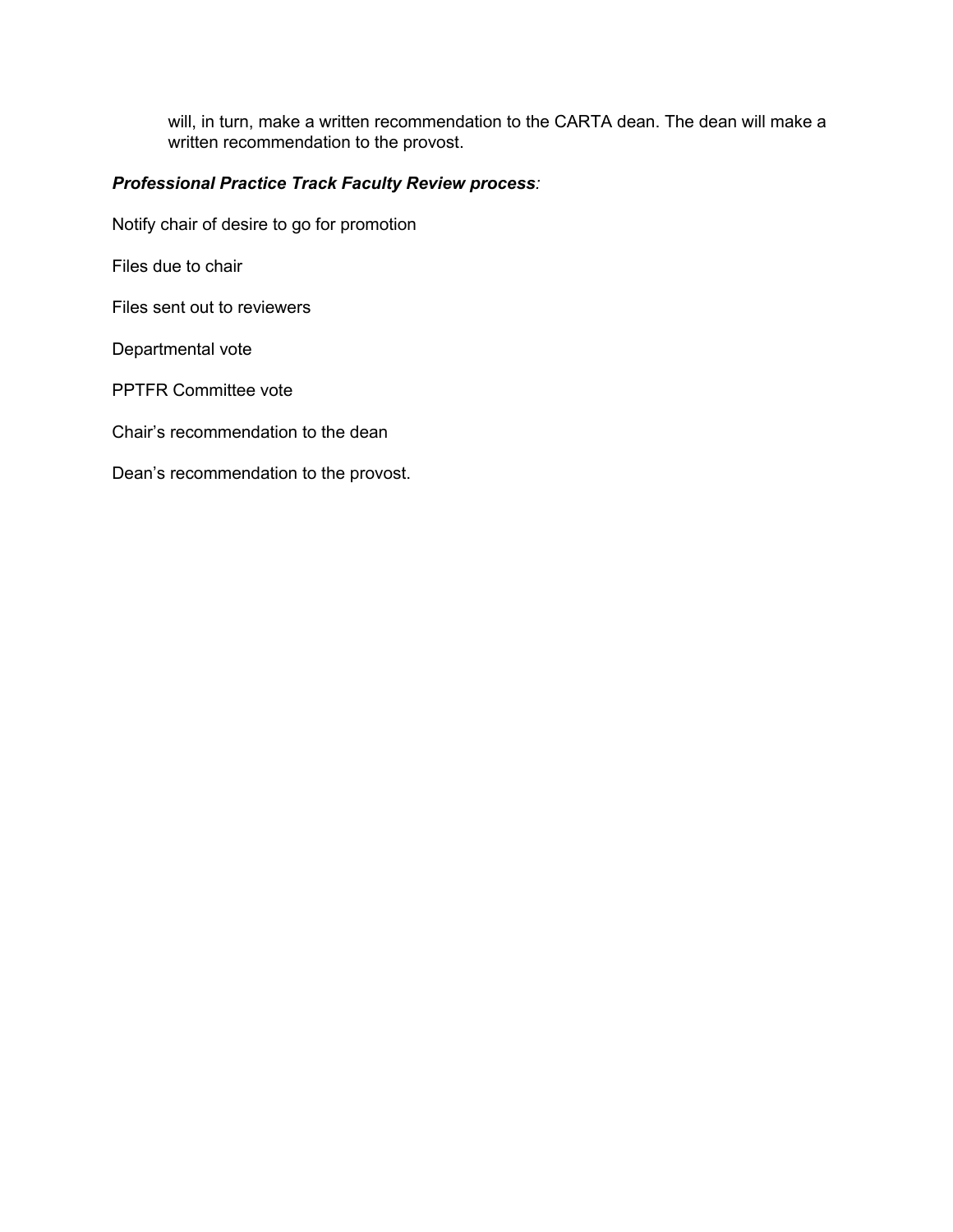will, in turn, make a written recommendation to the CARTA dean. The dean will make a written recommendation to the provost.

***Professional Practice Track Faculty Review process:***

Notify chair of desire to go for promotion

Files due to chair

Files sent out to reviewers

Departmental vote

PPTFR Committee vote

Chair's recommendation to the dean

Dean's recommendation to the provost.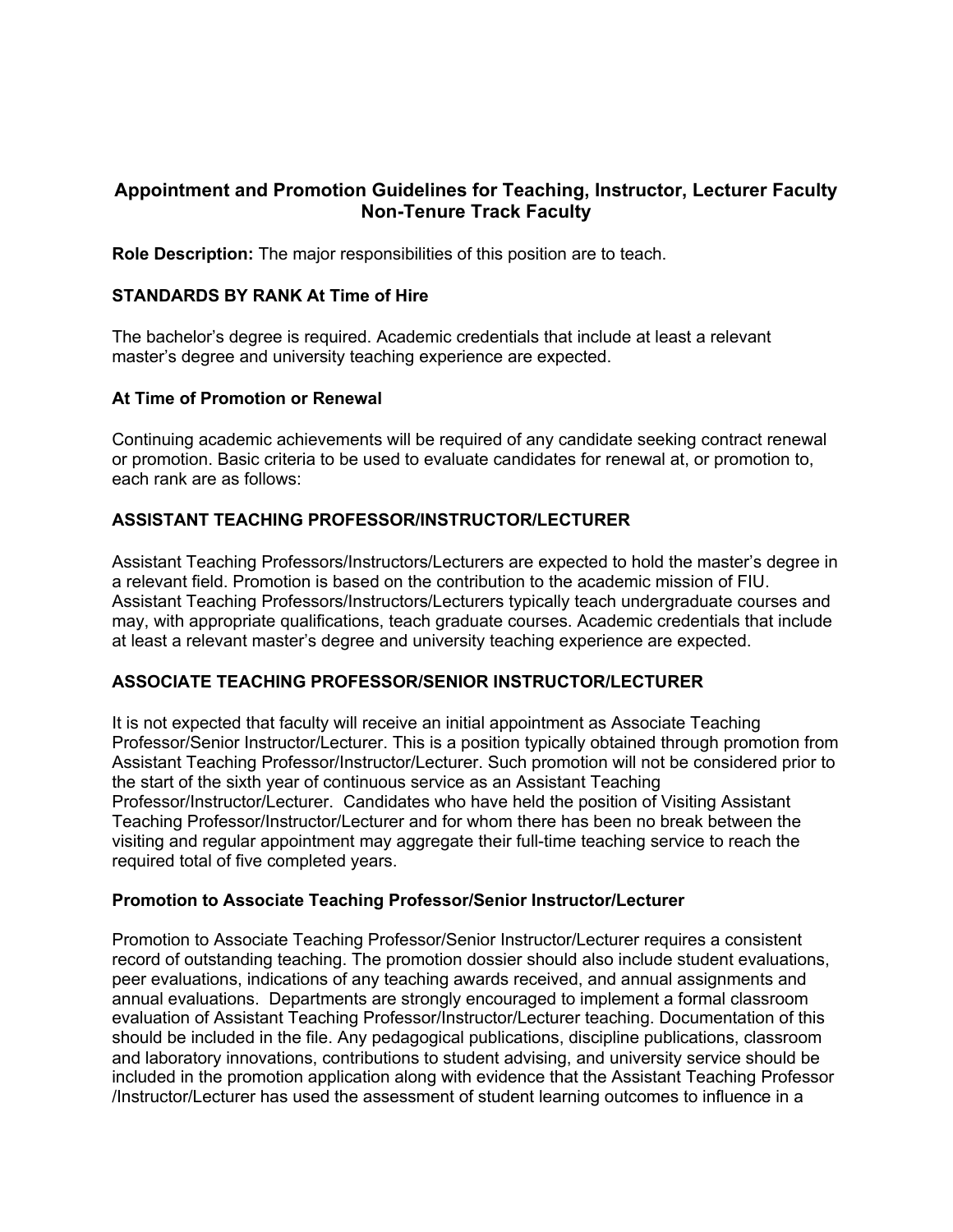## Appointment and Promotion Guidelines for Teaching, Instructor, Lecturer Faculty Non-Tenure Track Faculty

**Role Description:** The major responsibilities of this position are to teach.

**STANDARDS BY RANK At Time of Hire**

The bachelor's degree is required. Academic credentials that include at least a relevant master's degree and university teaching experience are expected.

**At Time of Promotion or Renewal**

Continuing academic achievements will be required of any candidate seeking contract renewal or promotion. Basic criteria to be used to evaluate candidates for renewal at, or promotion to, each rank are as follows:

**ASSISTANT TEACHING PROFESSOR/INSTRUCTOR/LECTURER**

Assistant Teaching Professors/Instructors/Lecturers are expected to hold the master's degree in a relevant field. Promotion is based on the contribution to the academic mission of FIU. Assistant Teaching Professors/Instructors/Lecturers typically teach undergraduate courses and may, with appropriate qualifications, teach graduate courses. Academic credentials that include at least a relevant master's degree and university teaching experience are expected.

**ASSOCIATE TEACHING PROFESSOR/SENIOR INSTRUCTOR/LECTURER**

It is not expected that faculty will receive an initial appointment as Associate Teaching Professor/Senior Instructor/Lecturer. This is a position typically obtained through promotion from Assistant Teaching Professor/Instructor/Lecturer. Such promotion will not be considered prior to the start of the sixth year of continuous service as an Assistant Teaching Professor/Instructor/Lecturer. Candidates who have held the position of Visiting Assistant Teaching Professor/Instructor/Lecturer and for whom there has been no break between the visiting and regular appointment may aggregate their full-time teaching service to reach the required total of five completed years.

**Promotion to Associate Teaching Professor/Senior Instructor/Lecturer**

Promotion to Associate Teaching Professor/Senior Instructor/Lecturer requires a consistent record of outstanding teaching. The promotion dossier should also include student evaluations, peer evaluations, indications of any teaching awards received, and annual assignments and annual evaluations. Departments are strongly encouraged to implement a formal classroom evaluation of Assistant Teaching Professor/Instructor/Lecturer teaching. Documentation of this should be included in the file. Any pedagogical publications, discipline publications, classroom and laboratory innovations, contributions to student advising, and university service should be included in the promotion application along with evidence that the Assistant Teaching Professor /Instructor/Lecturer has used the assessment of student learning outcomes to influence in a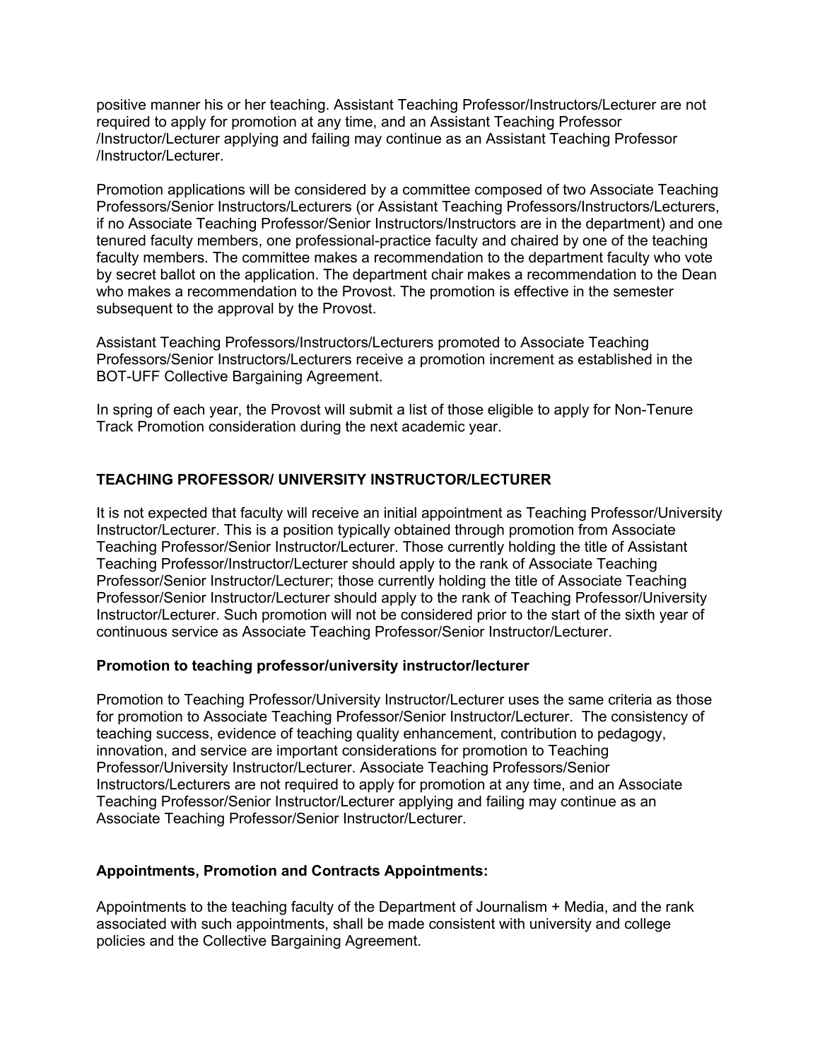positive manner his or her teaching. Assistant Teaching Professor/Instructors/Lecturer are not required to apply for promotion at any time, and an Assistant Teaching Professor /Instructor/Lecturer applying and failing may continue as an Assistant Teaching Professor /Instructor/Lecturer.

Promotion applications will be considered by a committee composed of two Associate Teaching Professors/Senior Instructors/Lecturers (or Assistant Teaching Professors/Instructors/Lecturers, if no Associate Teaching Professor/Senior Instructors/Instructors are in the department) and one tenured faculty members, one professional-practice faculty and chaired by one of the teaching faculty members. The committee makes a recommendation to the department faculty who vote by secret ballot on the application. The department chair makes a recommendation to the Dean who makes a recommendation to the Provost. The promotion is effective in the semester subsequent to the approval by the Provost.

Assistant Teaching Professors/Instructors/Lecturers promoted to Associate Teaching Professors/Senior Instructors/Lecturers receive a promotion increment as established in the BOT-UFF Collective Bargaining Agreement.

In spring of each year, the Provost will submit a list of those eligible to apply for Non-Tenure Track Promotion consideration during the next academic year.

## TEACHING PROFESSOR/ UNIVERSITY INSTRUCTOR/LECTURER

It is not expected that faculty will receive an initial appointment as Teaching Professor/University Instructor/Lecturer. This is a position typically obtained through promotion from Associate Teaching Professor/Senior Instructor/Lecturer. Those currently holding the title of Assistant Teaching Professor/Instructor/Lecturer should apply to the rank of Associate Teaching Professor/Senior Instructor/Lecturer; those currently holding the title of Associate Teaching Professor/Senior Instructor/Lecturer should apply to the rank of Teaching Professor/University Instructor/Lecturer. Such promotion will not be considered prior to the start of the sixth year of continuous service as Associate Teaching Professor/Senior Instructor/Lecturer.

### Promotion to teaching professor/university instructor/lecturer

Promotion to Teaching Professor/University Instructor/Lecturer uses the same criteria as those for promotion to Associate Teaching Professor/Senior Instructor/Lecturer. The consistency of teaching success, evidence of teaching quality enhancement, contribution to pedagogy, innovation, and service are important considerations for promotion to Teaching Professor/University Instructor/Lecturer. Associate Teaching Professors/Senior Instructors/Lecturers are not required to apply for promotion at any time, and an Associate Teaching Professor/Senior Instructor/Lecturer applying and failing may continue as an Associate Teaching Professor/Senior Instructor/Lecturer.

### Appointments, Promotion and Contracts Appointments:

Appointments to the teaching faculty of the Department of Journalism + Media, and the rank associated with such appointments, shall be made consistent with university and college policies and the Collective Bargaining Agreement.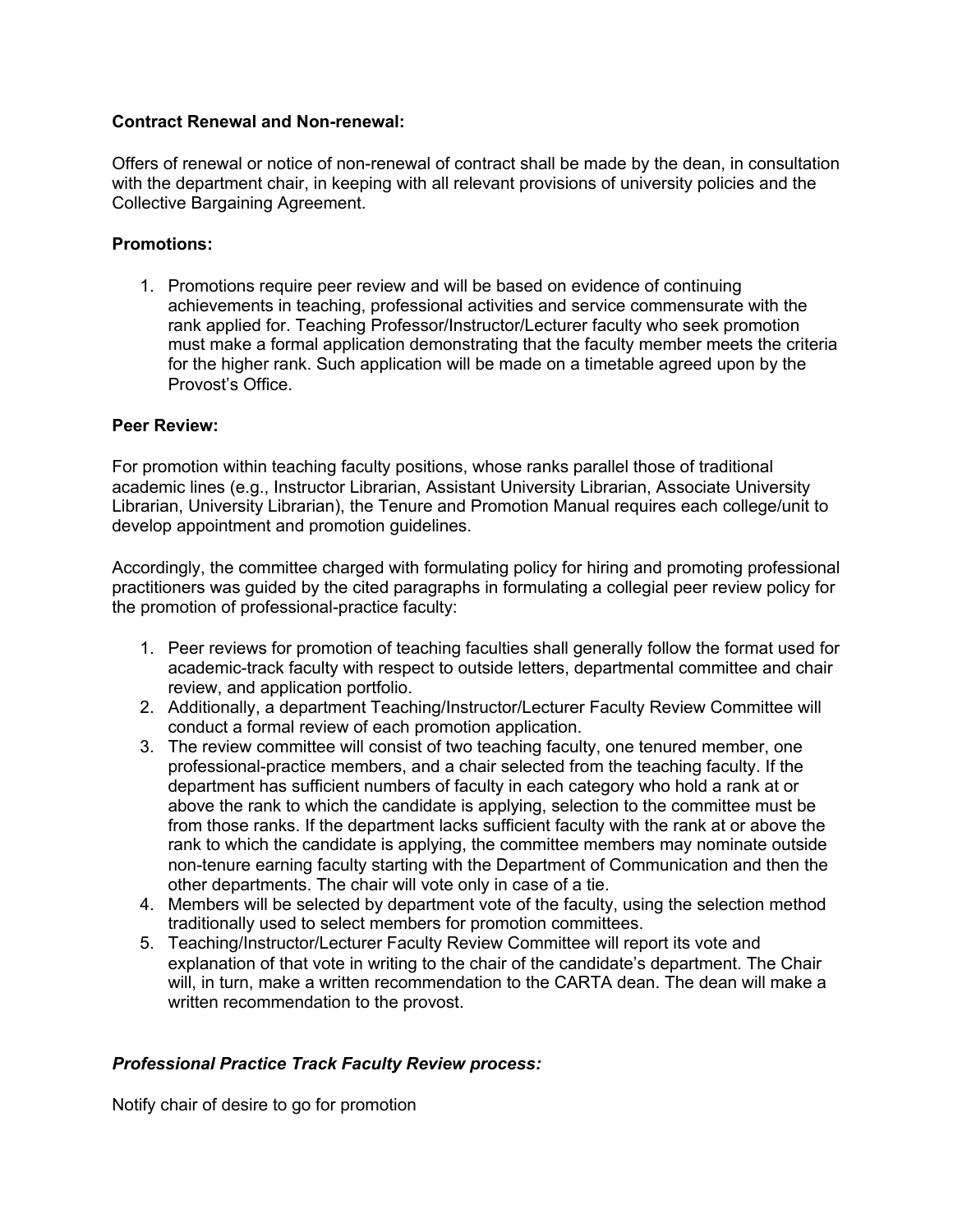**Contract Renewal and Non-renewal:**

Offers of renewal or notice of non-renewal of contract shall be made by the dean, in consultation with the department chair, in keeping with all relevant provisions of university policies and the Collective Bargaining Agreement.

**Promotions:**

1. Promotions require peer review and will be based on evidence of continuing achievements in teaching, professional activities and service commensurate with the rank applied for. Teaching Professor/Instructor/Lecturer faculty who seek promotion must make a formal application demonstrating that the faculty member meets the criteria for the higher rank. Such application will be made on a timetable agreed upon by the Provost's Office.

**Peer Review:**

For promotion within teaching faculty positions, whose ranks parallel those of traditional academic lines (e.g., Instructor Librarian, Assistant University Librarian, Associate University Librarian, University Librarian), the Tenure and Promotion Manual requires each college/unit to develop appointment and promotion guidelines.

Accordingly, the committee charged with formulating policy for hiring and promoting professional practitioners was guided by the cited paragraphs in formulating a collegial peer review policy for the promotion of professional-practice faculty:

1. Peer reviews for promotion of teaching faculties shall generally follow the format used for academic-track faculty with respect to outside letters, departmental committee and chair review, and application portfolio.
2. Additionally, a department Teaching/Instructor/Lecturer Faculty Review Committee will conduct a formal review of each promotion application.
3. The review committee will consist of two teaching faculty, one tenured member, one professional-practice members, and a chair selected from the teaching faculty. If the department has sufficient numbers of faculty in each category who hold a rank at or above the rank to which the candidate is applying, selection to the committee must be from those ranks. If the department lacks sufficient faculty with the rank at or above the rank to which the candidate is applying, the committee members may nominate outside non-tenure earning faculty starting with the Department of Communication and then the other departments. The chair will vote only in case of a tie.
4. Members will be selected by department vote of the faculty, using the selection method traditionally used to select members for promotion committees.
5. Teaching/Instructor/Lecturer Faculty Review Committee will report its vote and explanation of that vote in writing to the chair of the candidate's department. The Chair will, in turn, make a written recommendation to the CARTA dean. The dean will make a written recommendation to the provost.

***Professional Practice Track Faculty Review process:***

Notify chair of desire to go for promotion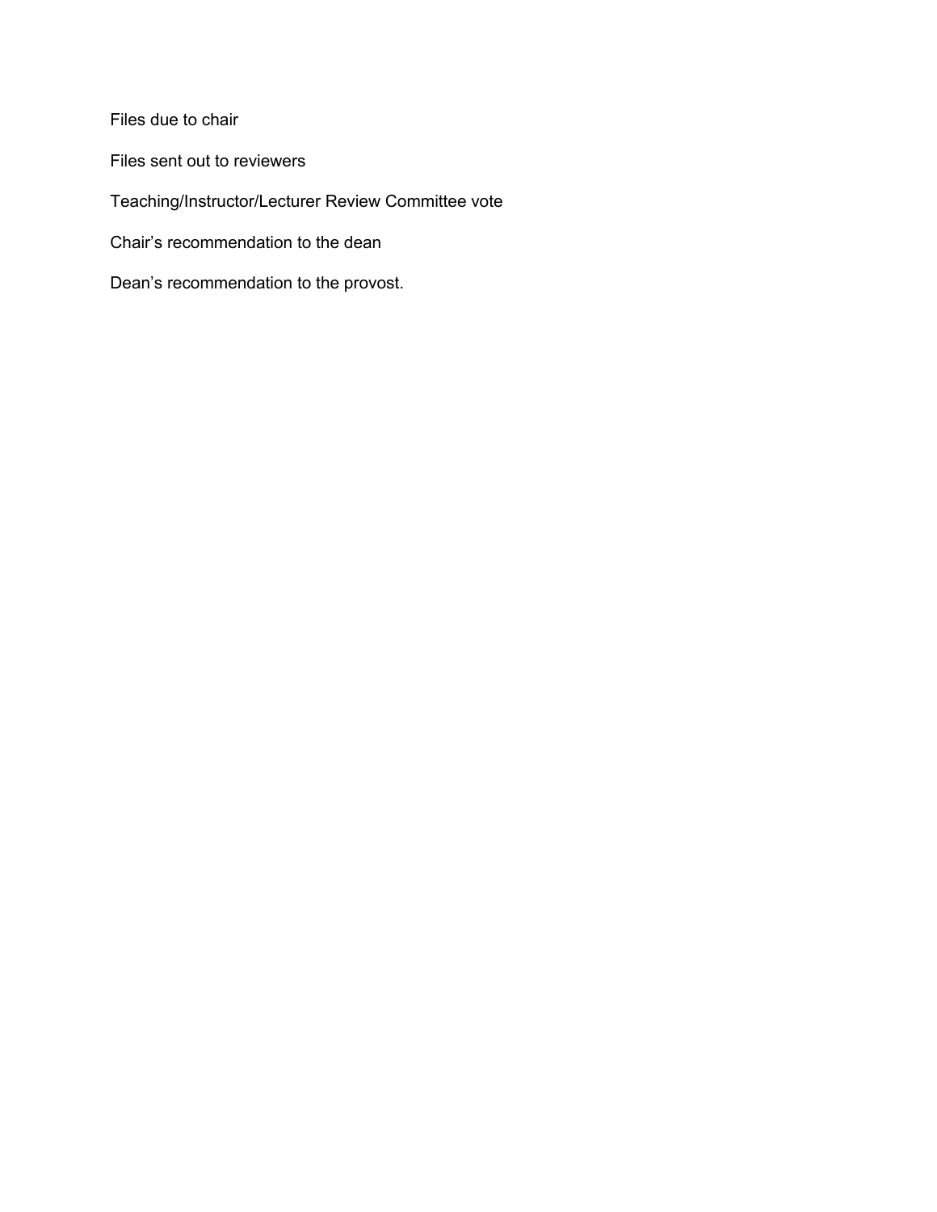Files due to chair

Files sent out to reviewers

Teaching/Instructor/Lecturer Review Committee vote

Chair's recommendation to the dean

Dean's recommendation to the provost.